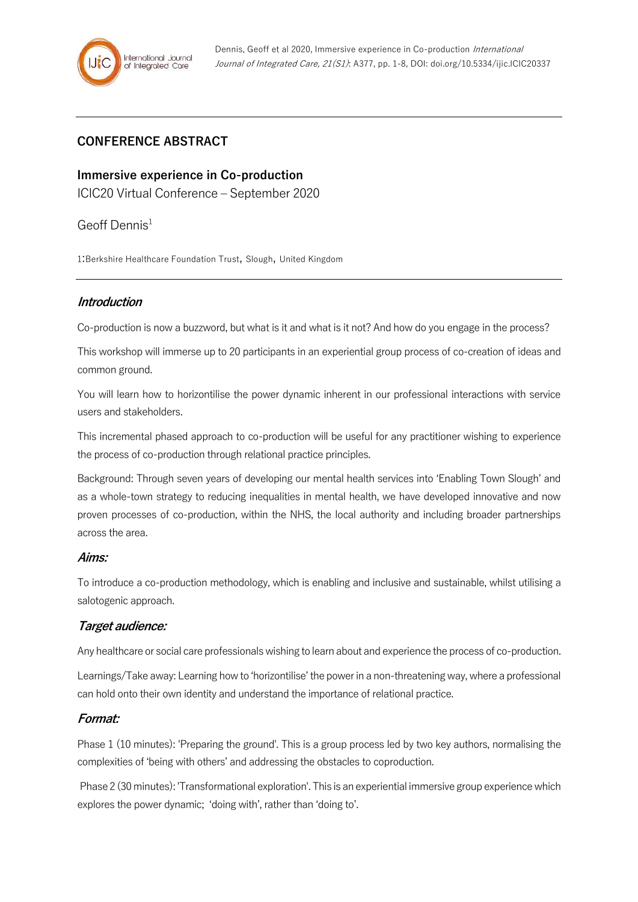## CONFERENCE ABSTRACT

# Immersive experience in Co-production

ICIC20 Virtual Conference – September 2020

Geoff Dennis[1]

1:Berkshire Healthcare Foundation Trust, Slough, United Kingdom

### *Introduction*

Co-production is now a buzzword, but what is it and what is it not? And how do you engage in the process?

This workshop will immerse up to 20 participants in an experiential group process of co-creation of ideas and common ground.

You will learn how to horizontilise the power dynamic inherent in our professional interactions with service users and stakeholders.

This incremental phased approach to co-production will be useful for any practitioner wishing to experience the process of co-production through relational practice principles.

Background: Through seven years of developing our mental health services into 'Enabling Town Slough' and as a whole-town strategy to reducing inequalities in mental health, we have developed innovative and now proven processes of co-production, within the NHS, the local authority and including broader partnerships across the area.

### *Aims:*

To introduce a co-production methodology, which is enabling and inclusive and sustainable, whilst utilising a salotogenic approach.

### *Target audience:*

Any healthcare or social care professionals wishing to learn about and experience the process of co-production.

Learnings/Take away: Learning how to 'horizontilise' the power in a non-threatening way, where a professional can hold onto their own identity and understand the importance of relational practice.

### *Format:*

Phase 1 (10 minutes): 'Preparing the ground'. This is a group process led by two key authors, normalising the complexities of 'being with others' and addressing the obstacles to coproduction.

Phase 2 (30 minutes): 'Transformational exploration'. This is an experiential immersive group experience which explores the power dynamic; 'doing with', rather than 'doing to'.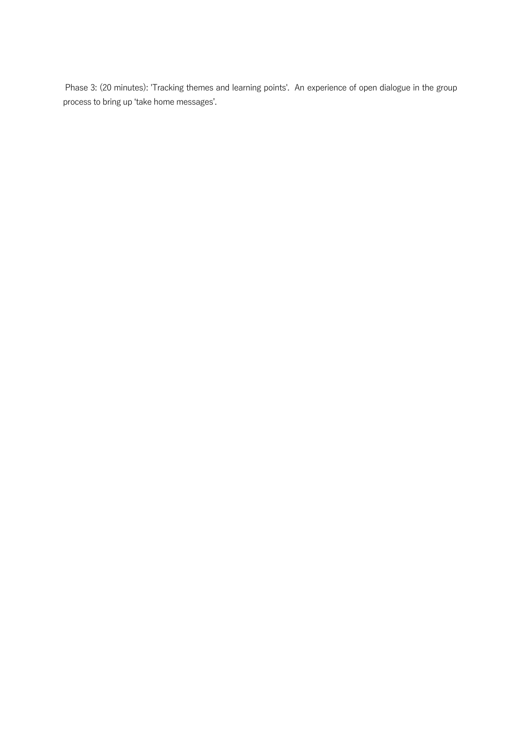Phase 3: (20 minutes): 'Tracking themes and learning points'. An experience of open dialogue in the group process to bring up ‘take home messages’.